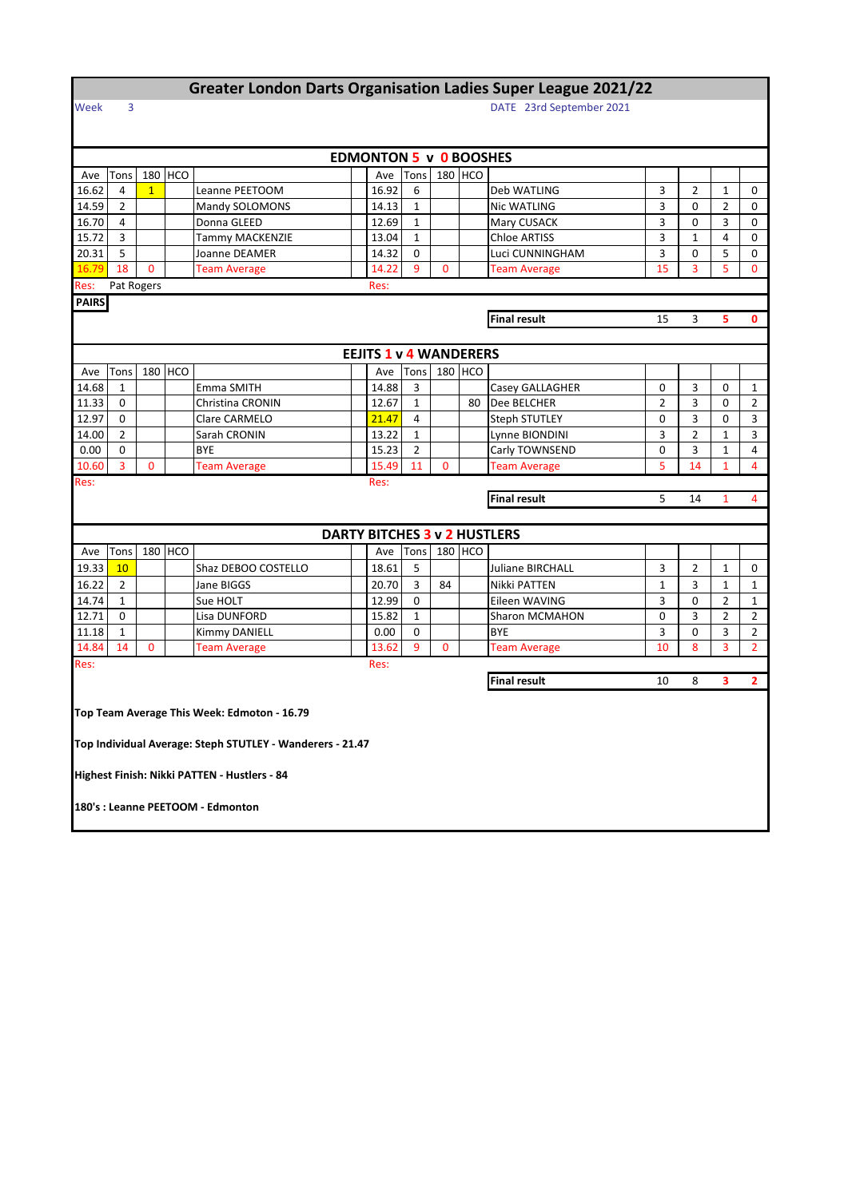# Greater London Darts Organisation Ladies Super League 2021/22

Week 3

DATE 23rd September 2021

## EDMONTON 5 v 0 BOOSHES

| Ave | Tons | 180 | HCO | | | Ave | Tons | 180 | HCO | | | | | |
|---|---|---|---|---|---|---|---|---|---|---|---|---|---|---|
| 16.62 | 4 | 1 | | Leanne PEETOOM | | 16.92 | 6 | | | Deb WATLING | 3 | 2 | 1 | 0 |
| 14.59 | 2 | | | Mandy SOLOMONS | | 14.13 | 1 | | | Nic WATLING | 3 | 0 | 2 | 0 |
| 16.70 | 4 | | | Donna GLEED | | 12.69 | 1 | | | Mary CUSACK | 3 | 0 | 3 | 0 |
| 15.72 | 3 | | | Tammy MACKENZIE | | 13.04 | 1 | | | Chloe ARTISS | 3 | 1 | 4 | 0 |
| 20.31 | 5 | | | Joanne DEAMER | | 14.32 | 0 | | | Luci CUNNINGHAM | 3 | 0 | 5 | 0 |
| 16.79 | 18 | 0 | | Team Average | | 14.22 | 9 | 0 | | Team Average | 15 | 3 | 5 | 0 |

Res: Pat Rogers

Res:

PAIRS

| | | | | |
|---|---|---|---|---|
| Final result | 15 | 3 | 5 | 0 |

## EEJITS 1 v 4 WANDERERS

| Ave | Tons | 180 | HCO | | | Ave | Tons | 180 | HCO | | | | | |
|---|---|---|---|---|---|---|---|---|---|---|---|---|---|---|
| 14.68 | 1 | | | Emma SMITH | | 14.88 | 3 | | | Casey GALLAGHER | 0 | 3 | 0 | 1 |
| 11.33 | 0 | | | Christina CRONIN | | 12.67 | 1 | | 80 | Dee BELCHER | 2 | 3 | 0 | 2 |
| 12.97 | 0 | | | Clare CARMELO | | 21.47 | 4 | | | Steph STUTLEY | 0 | 3 | 0 | 3 |
| 14.00 | 2 | | | Sarah CRONIN | | 13.22 | 1 | | | Lynne BIONDINI | 3 | 2 | 1 | 3 |
| 0.00 | 0 | | | BYE | | 15.23 | 2 | | | Carly TOWNSEND | 0 | 3 | 1 | 4 |
| 10.60 | 3 | 0 | | Team Average | | 15.49 | 11 | 0 | | Team Average | 5 | 14 | 1 | 4 |

Res:

Res:

| | | | | |
|---|---|---|---|---|
| Final result | 5 | 14 | 1 | 4 |

## DARTY BITCHES 3 v 2 HUSTLERS

| Ave | Tons | 180 | HCO | | | Ave | Tons | 180 | HCO | | | | | |
|---|---|---|---|---|---|---|---|---|---|---|---|---|---|---|
| 19.33 | 10 | | | Shaz DEBOO COSTELLO | | 18.61 | 5 | | | Juliane BIRCHALL | 3 | 2 | 1 | 0 |
| 16.22 | 2 | | | Jane BIGGS | | 20.70 | 3 | | 84 | Nikki PATTEN | 1 | 3 | 1 | 1 |
| 14.74 | 1 | | | Sue HOLT | | 12.99 | 0 | | | Eileen WAVING | 3 | 0 | 2 | 1 |
| 12.71 | 0 | | | Lisa DUNFORD | | 15.82 | 1 | | | Sharon MCMAHON | 0 | 3 | 2 | 2 |
| 11.18 | 1 | | | Kimmy DANIELL | | 0.00 | 0 | | | BYE | 3 | 0 | 3 | 2 |
| 14.84 | 14 | 0 | | Team Average | | 13.62 | 9 | 0 | | Team Average | 10 | 8 | 3 | 2 |

Res:

Res:

| | | | | |
|---|---|---|---|---|
| Final result | 10 | 8 | 3 | 2 |

**Top Team Average This Week: Edmoton - 16.79**

**Top Individual Average: Steph STUTLEY - Wanderers - 21.47**

**Highest Finish: Nikki PATTEN - Hustlers - 84**

**180's : Leanne PEETOOM - Edmonton**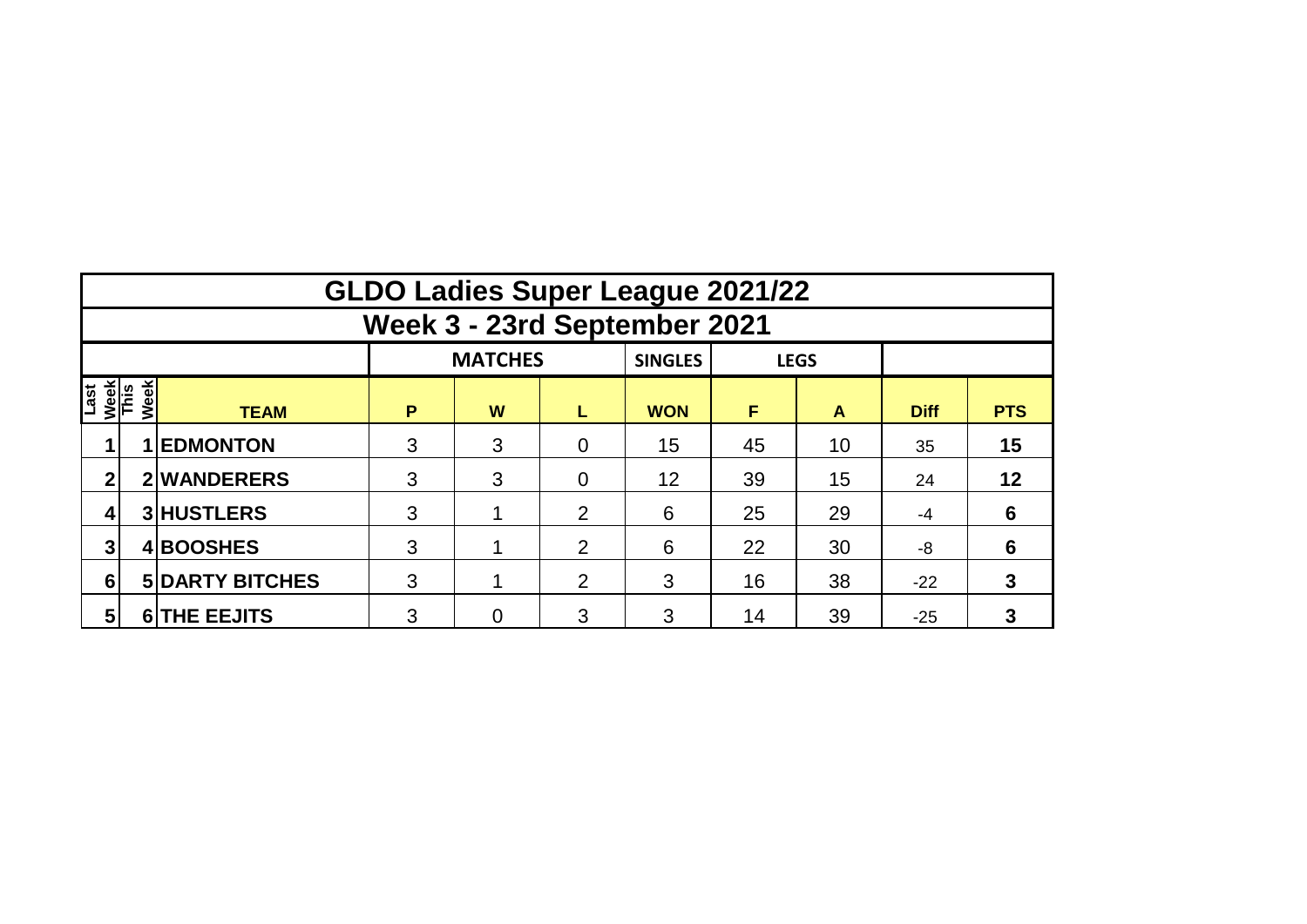# GLDO Ladies Super League 2021/22

## Week 3 - 23rd September 2021

| | | | MATCHES | | | SINGLES | LEGS | | | |
|---|---|---|---|---|---|---|---|---|---|---|
| Last Week | This Week | TEAM | P | W | L | WON | F | A | Diff | PTS |
| 1 | 1 | EDMONTON | 3 | 3 | 0 | 15 | 45 | 10 | 35 | 15 |
| 2 | 2 | WANDERERS | 3 | 3 | 0 | 12 | 39 | 15 | 24 | 12 |
| 4 | 3 | HUSTLERS | 3 | 1 | 2 | 6 | 25 | 29 | -4 | 6 |
| 3 | 4 | BOOSHES | 3 | 1 | 2 | 6 | 22 | 30 | -8 | 6 |
| 6 | 5 | DARTY BITCHES | 3 | 1 | 2 | 3 | 16 | 38 | -22 | 3 |
| 5 | 6 | THE EEJITS | 3 | 0 | 3 | 3 | 14 | 39 | -25 | 3 |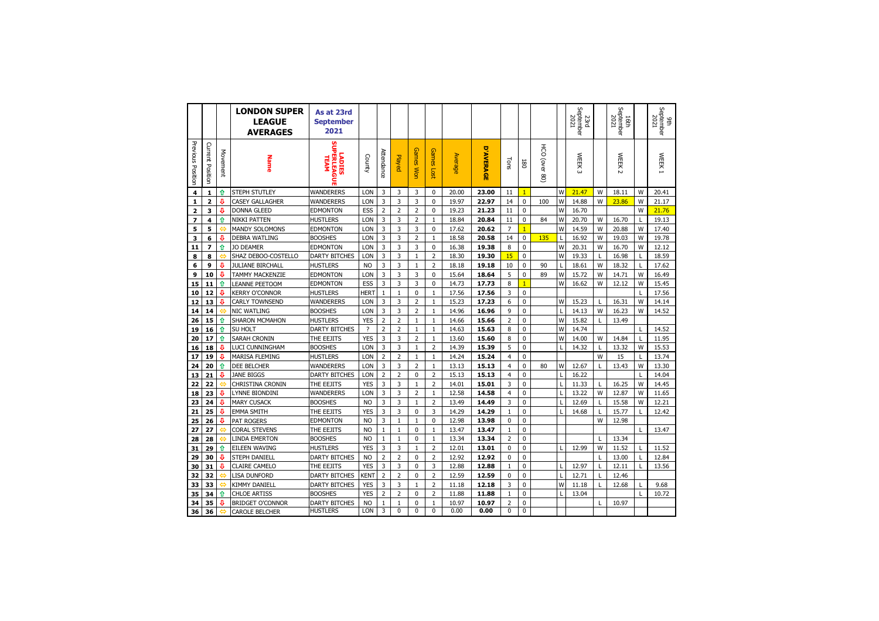| | | | LONDON SUPER LEAGUE AVERAGES | As at 23rd September 2021 | | | | | | | | | | | | 23rd September 2021 | | 16th September 2021 | | 9th September 2021 |
|---|---|---|---|---|---|---|---|---|---|---|---|---|---|---|---|---|---|---|---|---|
| Previous Position | Current Position | Movement | Name | LADIES SUPERLEAGUE TEAM | County | Attendance | Played | Games Won | Games Lost | Average | D'AVERAGE | Tons | 180 | HCO (over 80) | | WEEK 3 | | WEEK 2 | | WEEK 1 |
| 4 | 1 | ↑ | STEPH STUTLEY | WANDERERS | LON | 3 | 3 | 3 | 0 | 20.00 | 23.00 | 11 | 1 | | W | 21.47 | W | 18.11 | W | 20.41 |
| 1 | 2 | ↓ | CASEY GALLAGHER | WANDERERS | LON | 3 | 3 | 3 | 0 | 19.97 | 22.97 | 14 | 0 | 100 | W | 14.88 | W | 23.86 | W | 21.17 |
| 2 | 3 | ↓ | DONNA GLEED | EDMONTON | ESS | 2 | 2 | 2 | 0 | 19.23 | 21.23 | 11 | 0 | | W | 16.70 | | | W | 21.76 |
| 7 | 4 | ↑ | NIKKI PATTEN | HUSTLERS | LON | 3 | 3 | 2 | 1 | 18.84 | 20.84 | 11 | 0 | 84 | W | 20.70 | W | 16.70 | L | 19.13 |
| 5 | 5 | ↔ | MANDY SOLOMONS | EDMONTON | LON | 3 | 3 | 3 | 0 | 17.62 | 20.62 | 7 | 1 | | W | 14.59 | W | 20.88 | W | 17.40 |
| 3 | 6 | ↓ | DEBRA WATLING | BOOSHES | LON | 3 | 3 | 2 | 1 | 18.58 | 20.58 | 14 | 0 | 135 | L | 16.92 | W | 19.03 | W | 19.78 |
| 11 | 7 | ↑ | JO DEAMER | EDMONTON | LON | 3 | 3 | 3 | 0 | 16.38 | 19.38 | 8 | 0 | | W | 20.31 | W | 16.70 | W | 12.12 |
| 8 | 8 | ↔ | SHAZ DEBOO-COSTELLO | DARTY BITCHES | LON | 3 | 3 | 1 | 2 | 18.30 | 19.30 | 15 | 0 | | W | 19.33 | L | 16.98 | L | 18.59 |
| 6 | 9 | ↓ | JULIANE BIRCHALL | HUSTLERS | NO | 3 | 3 | 1 | 2 | 18.18 | 19.18 | 10 | 0 | 90 | L | 18.61 | W | 18.32 | L | 17.62 |
| 9 | 10 | ↓ | TAMMY MACKENZIE | EDMONTON | LON | 3 | 3 | 3 | 0 | 15.64 | 18.64 | 5 | 0 | 89 | W | 15.72 | W | 14.71 | W | 16.49 |
| 15 | 11 | ↑ | LEANNE PEETOOM | EDMONTON | ESS | 3 | 3 | 3 | 0 | 14.73 | 17.73 | 8 | 1 | | W | 16.62 | W | 12.12 | W | 15.45 |
| 10 | 12 | ↓ | KERRY O'CONNOR | HUSTLERS | HERT | 1 | 1 | 0 | 1 | 17.56 | 17.56 | 3 | 0 | | | | | | L | 17.56 |
| 12 | 13 | ↓ | CARLY TOWNSEND | WANDERERS | LON | 3 | 3 | 2 | 1 | 15.23 | 17.23 | 6 | 0 | | W | 15.23 | L | 16.31 | W | 14.14 |
| 14 | 14 | ↔ | NIC WATLING | BOOSHES | LON | 3 | 3 | 2 | 1 | 14.96 | 16.96 | 9 | 0 | | L | 14.13 | W | 16.23 | W | 14.52 |
| 26 | 15 | ↑ | SHARON MCMAHON | HUSTLERS | YES | 2 | 2 | 1 | 1 | 14.66 | 15.66 | 2 | 0 | | W | 15.82 | L | 13.49 | | |
| 19 | 16 | ↑ | SU HOLT | DARTY BITCHES | ? | 2 | 2 | 1 | 1 | 14.63 | 15.63 | 8 | 0 | | W | 14.74 | | | L | 14.52 |
| 20 | 17 | ↑ | SARAH CRONIN | THE EEJITS | YES | 3 | 3 | 2 | 1 | 13.60 | 15.60 | 8 | 0 | | W | 14.00 | W | 14.84 | L | 11.95 |
| 16 | 18 | ↓ | LUCI CUNNINGHAM | BOOSHES | LON | 3 | 3 | 1 | 2 | 14.39 | 15.39 | 5 | 0 | | L | 14.32 | L | 13.32 | W | 15.53 |
| 17 | 19 | ↓ | MARISA FLEMING | HUSTLERS | LON | 2 | 2 | 1 | 1 | 14.24 | 15.24 | 4 | 0 | | | | W | 15 | L | 13.74 |
| 24 | 20 | ↑ | DEE BELCHER | WANDERERS | LON | 3 | 3 | 2 | 1 | 13.13 | 15.13 | 4 | 0 | 80 | W | 12.67 | L | 13.43 | W | 13.30 |
| 13 | 21 | ↓ | JANE BIGGS | DARTY BITCHES | LON | 2 | 2 | 0 | 2 | 15.13 | 15.13 | 4 | 0 | | L | 16.22 | | | L | 14.04 |
| 22 | 22 | ↔ | CHRISTINA CRONIN | THE EEJITS | YES | 3 | 3 | 1 | 2 | 14.01 | 15.01 | 3 | 0 | | L | 11.33 | L | 16.25 | W | 14.45 |
| 18 | 23 | ↓ | LYNNE BIONDINI | WANDERERS | LON | 3 | 3 | 2 | 1 | 12.58 | 14.58 | 4 | 0 | | L | 13.22 | W | 12.87 | W | 11.65 |
| 23 | 24 | ↓ | MARY CUSACK | BOOSHES | NO | 3 | 3 | 1 | 2 | 13.49 | 14.49 | 3 | 0 | | L | 12.69 | L | 15.58 | W | 12.21 |
| 21 | 25 | ↓ | EMMA SMITH | THE EEJITS | YES | 3 | 3 | 0 | 3 | 14.29 | 14.29 | 1 | 0 | | L | 14.68 | L | 15.77 | L | 12.42 |
| 25 | 26 | ↓ | PAT ROGERS | EDMONTON | NO | 3 | 1 | 1 | 0 | 12.98 | 13.98 | 0 | 0 | | | | W | 12.98 | | |
| 27 | 27 | ↔ | CORAL STEVENS | THE EEJITS | NO | 1 | 1 | 0 | 1 | 13.47 | 13.47 | 1 | 0 | | | | | | L | 13.47 |
| 28 | 28 | ↔ | LINDA EMERTON | BOOSHES | NO | 1 | 1 | 0 | 1 | 13.34 | 13.34 | 2 | 0 | | | | L | 13.34 | | |
| 31 | 29 | ↑ | EILEEN WAVING | HUSTLERS | YES | 3 | 3 | 1 | 2 | 12.01 | 13.01 | 0 | 0 | | L | 12.99 | W | 11.52 | L | 11.52 |
| 29 | 30 | ↓ | STEPH DANIELL | DARTY BITCHES | NO | 2 | 2 | 0 | 2 | 12.92 | 12.92 | 0 | 0 | | | | L | 13.00 | L | 12.84 |
| 30 | 31 | ↓ | CLAIRE CAMELO | THE EEJITS | YES | 3 | 3 | 0 | 3 | 12.88 | 12.88 | 1 | 0 | | L | 12.97 | L | 12.11 | L | 13.56 |
| 32 | 32 | ↔ | LISA DUNFORD | DARTY BITCHES | KENT | 2 | 2 | 0 | 2 | 12.59 | 12.59 | 0 | 0 | | L | 12.71 | L | 12.46 | | |
| 33 | 33 | ↔ | KIMMY DANIELL | DARTY BITCHES | YES | 3 | 3 | 1 | 2 | 11.18 | 12.18 | 3 | 0 | | W | 11.18 | L | 12.68 | L | 9.68 |
| 35 | 34 | ↑ | CHLOE ARTISS | BOOSHES | YES | 2 | 2 | 0 | 2 | 11.88 | 11.88 | 1 | 0 | | L | 13.04 | | | L | 10.72 |
| 34 | 35 | ↓ | BRIDGET O'CONNOR | DARTY BITCHES | NO | 1 | 1 | 0 | 1 | 10.97 | 10.97 | 2 | 0 | | | | L | 10.97 | | |
| 36 | 36 | ↔ | CAROLE BELCHER | HUSTLERS | LON | 3 | 0 | 0 | 0 | 0.00 | 0.00 | 0 | 0 | | | | | | | |